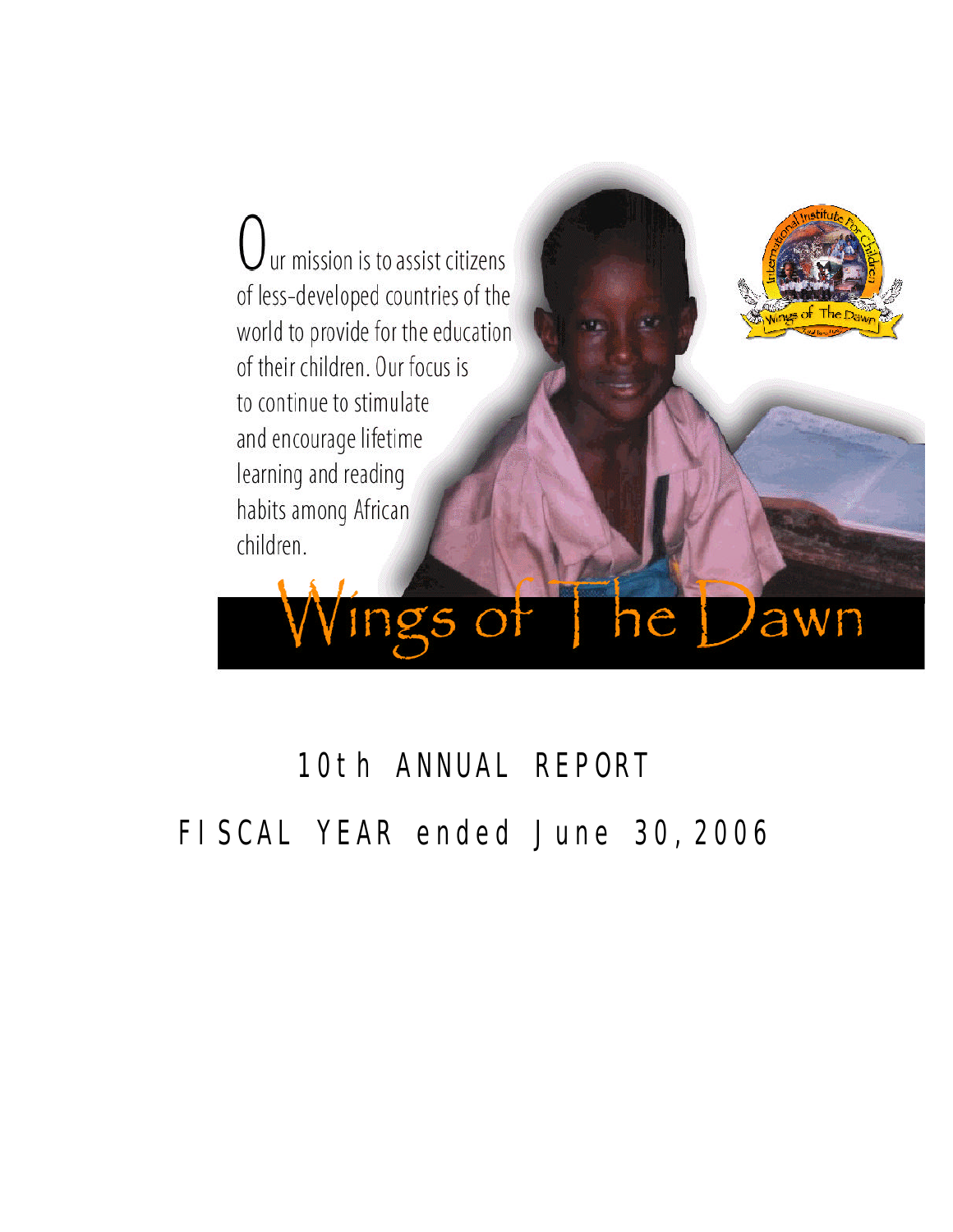Our mission is to assist citizens of less-developed countries of the world to provide for the education of their children. Our focus is to continue to stimulate and encourage lifetime learning and reading habits among African children.

# Wings of The Dawn

## 10th ANNUAL REPORT

## FISCAL YEAR ended June 30, 2006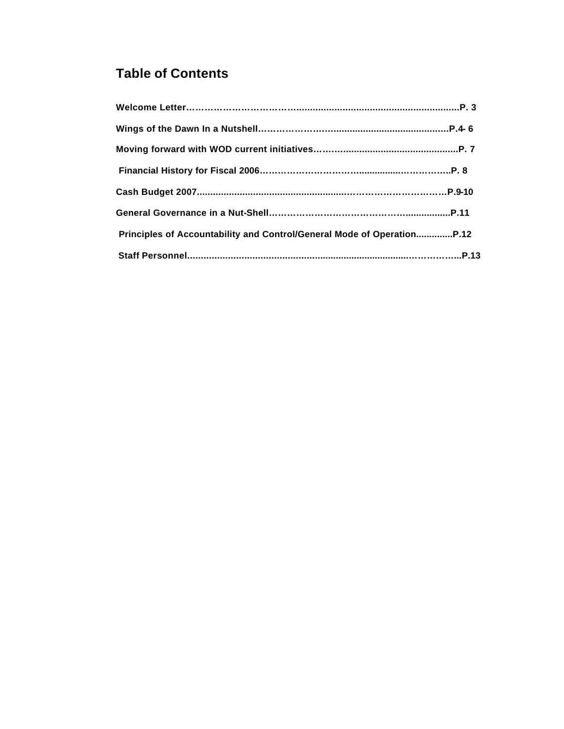# Table of Contents

**Welcome Letter……………………………………………………………………………P. 3**

**Wings of the Dawn In a Nutshell……………………………………………………P.4- 6**

**Moving forward with WOD current initiatives……………………………………P. 7**

**Financial History for Fiscal 2006……………………………………………………P. 8**

**Cash Budget 2007………………………………………………………………………P.9-10**

**General Governance in a Nut-Shell…………………………………………………P.11**

**Principles of Accountability and Control/General Mode of Operation…………P.12**

**Staff Personnel……………………………………………………………………………P.13**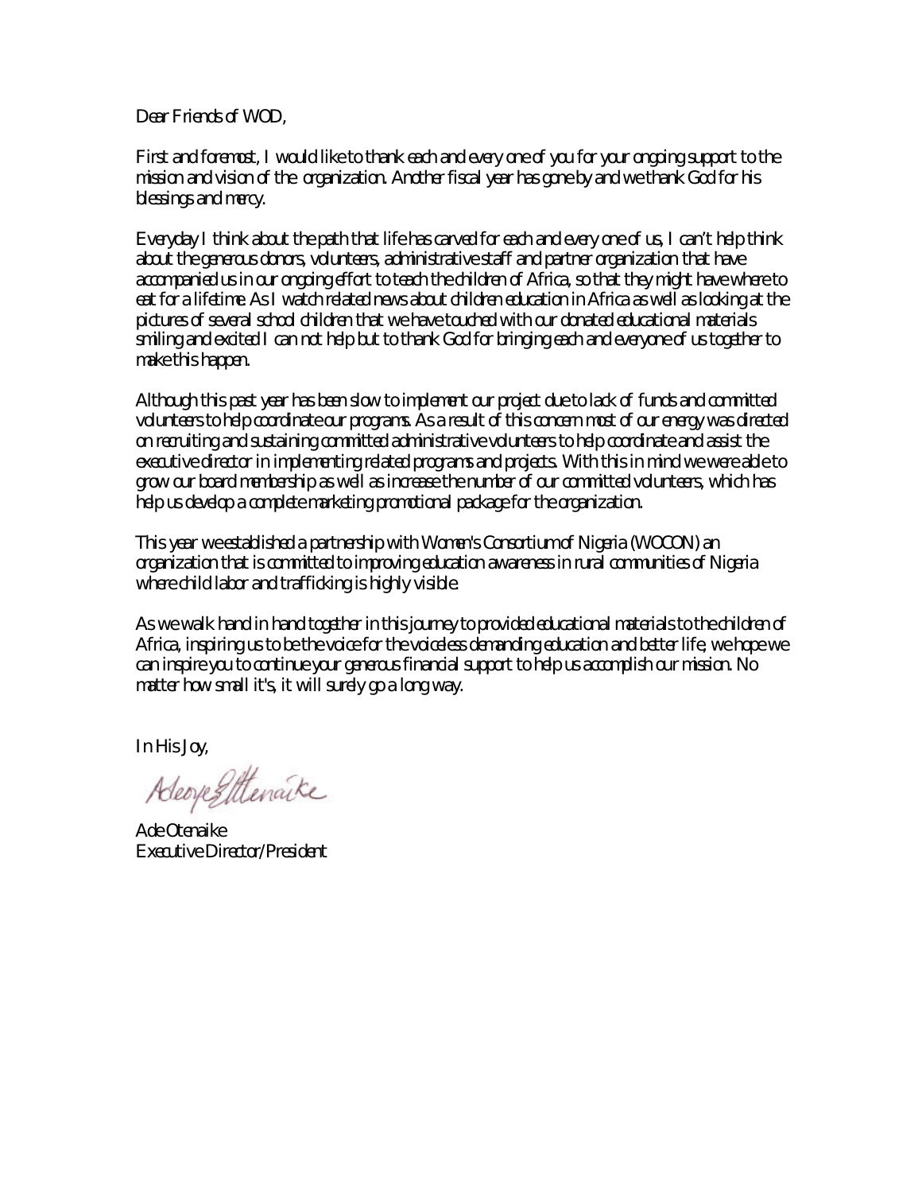Dear Friends of WOD,

First and foremost, I would like to thank each and every one of you for your ongoing support to the mission and vision of the organization. Another fiscal year has gone by and we thank God for his blessings and mercy.

Everyday I think about the path that life has carved for each and every one of us, I can't help think about the generous donors, volunteers, administrative staff and partner organization that have accompanied us in our ongoing effort to teach the children of Africa, so that they might have where to eat for a lifetime. As I watch related news about children education in Africa as well as looking at the pictures of several school children that we have touched with our donated educational materials smiling and excited I can not help but to thank God for bringing each and everyone of us together to make this happen.

Although this past year has been slow to implement our project due to lack of funds and committed volunteers to help coordinate our programs. As a result of this concern most of our energy was directed on recruiting and sustaining committed administrative volunteers to help coordinate and assist the executive director in implementing related programs and projects. With this in mind we were able to grow our board membership as well as increase the number of our committed volunteers, which has help us develop a complete marketing promotional package for the organization.

This year we established a partnership with Women's Consortium of Nigeria (WOCON) an organization that is committed to improving education awareness in rural communities of Nigeria where child labor and trafficking is highly visible.

As we walk hand in hand together in this journey to provided educational materials to the children of Africa, inspiring us to be the voice for the voiceless demanding education and better life, we hope we can inspire you to continue your generous financial support to help us accomplish our mission. No matter how small it's, it will surely go a long way.

In His Joy,

Ade Otenaike
Executive Director/President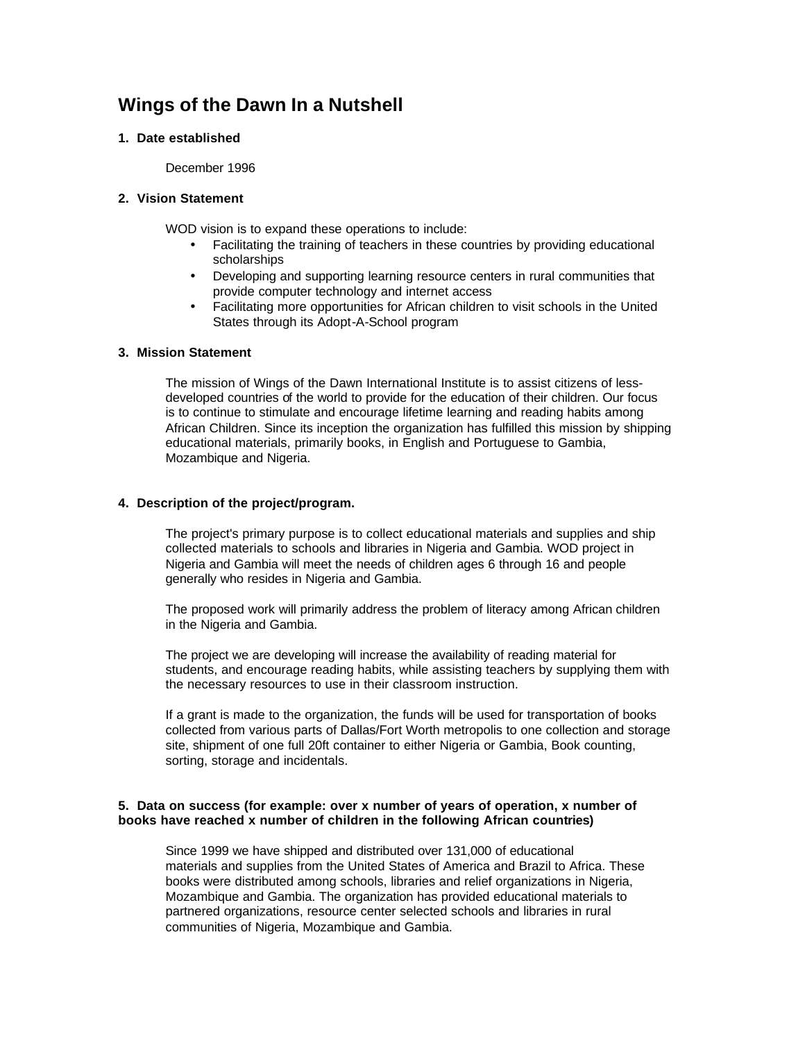# Wings of the Dawn In a Nutshell

**1. Date established**

December 1996

**2. Vision Statement**

WOD vision is to expand these operations to include:

- Facilitating the training of teachers in these countries by providing educational scholarships
- Developing and supporting learning resource centers in rural communities that provide computer technology and internet access
- Facilitating more opportunities for African children to visit schools in the United States through its Adopt-A-School program

**3. Mission Statement**

The mission of Wings of the Dawn International Institute is to assist citizens of less-developed countries of the world to provide for the education of their children. Our focus is to continue to stimulate and encourage lifetime learning and reading habits among African Children. Since its inception the organization has fulfilled this mission by shipping educational materials, primarily books, in English and Portuguese to Gambia, Mozambique and Nigeria.

**4. Description of the project/program.**

The project's primary purpose is to collect educational materials and supplies and ship collected materials to schools and libraries in Nigeria and Gambia. WOD project in Nigeria and Gambia will meet the needs of children ages 6 through 16 and people generally who resides in Nigeria and Gambia.

The proposed work will primarily address the problem of literacy among African children in the Nigeria and Gambia.

The project we are developing will increase the availability of reading material for students, and encourage reading habits, while assisting teachers by supplying them with the necessary resources to use in their classroom instruction.

If a grant is made to the organization, the funds will be used for transportation of books collected from various parts of Dallas/Fort Worth metropolis to one collection and storage site, shipment of one full 20ft container to either Nigeria or Gambia, Book counting, sorting, storage and incidentals.

**5. Data on success (for example: over x number of years of operation, x number of books have reached x number of children in the following African countries)**

Since 1999 we have shipped and distributed over 131,000 of educational materials and supplies from the United States of America and Brazil to Africa. These books were distributed among schools, libraries and relief organizations in Nigeria, Mozambique and Gambia. The organization has provided educational materials to partnered organizations, resource center selected schools and libraries in rural communities of Nigeria, Mozambique and Gambia.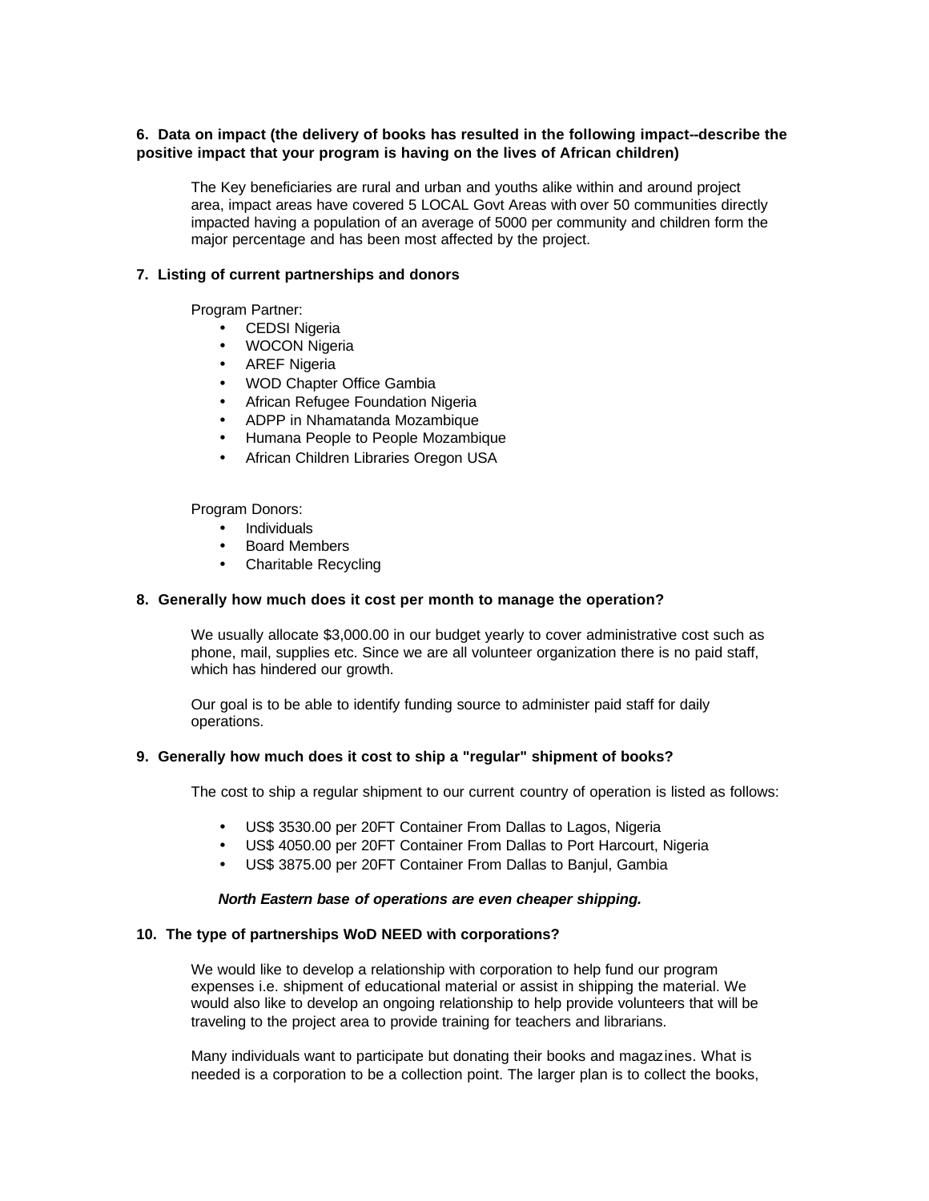**6. Data on impact (the delivery of books has resulted in the following impact--describe the positive impact that your program is having on the lives of African children)**

The Key beneficiaries are rural and urban and youths alike within and around project area, impact areas have covered 5 LOCAL Govt Areas with over 50 communities directly impacted having a population of an average of 5000 per community and children form the major percentage and has been most affected by the project.

**7. Listing of current partnerships and donors**

Program Partner:

- CEDSI Nigeria
- WOCON Nigeria
- AREF Nigeria
- WOD Chapter Office Gambia
- African Refugee Foundation Nigeria
- ADPP in Nhamatanda Mozambique
- Humana People to People Mozambique
- African Children Libraries Oregon USA

Program Donors:

- Individuals
- Board Members
- Charitable Recycling

**8. Generally how much does it cost per month to manage the operation?**

We usually allocate $3,000.00 in our budget yearly to cover administrative cost such as phone, mail, supplies etc. Since we are all volunteer organization there is no paid staff, which has hindered our growth.

Our goal is to be able to identify funding source to administer paid staff for daily operations.

**9. Generally how much does it cost to ship a "regular" shipment of books?**

The cost to ship a regular shipment to our current country of operation is listed as follows:

- US$ 3530.00 per 20FT Container From Dallas to Lagos, Nigeria
- US$ 4050.00 per 20FT Container From Dallas to Port Harcourt, Nigeria
- US$ 3875.00 per 20FT Container From Dallas to Banjul, Gambia

***North Eastern base of operations are even cheaper shipping.***

**10. The type of partnerships WoD NEED with corporations?**

We would like to develop a relationship with corporation to help fund our program expenses i.e. shipment of educational material or assist in shipping the material. We would also like to develop an ongoing relationship to help provide volunteers that will be traveling to the project area to provide training for teachers and librarians.

Many individuals want to participate but donating their books and magazines. What is needed is a corporation to be a collection point. The larger plan is to collect the books,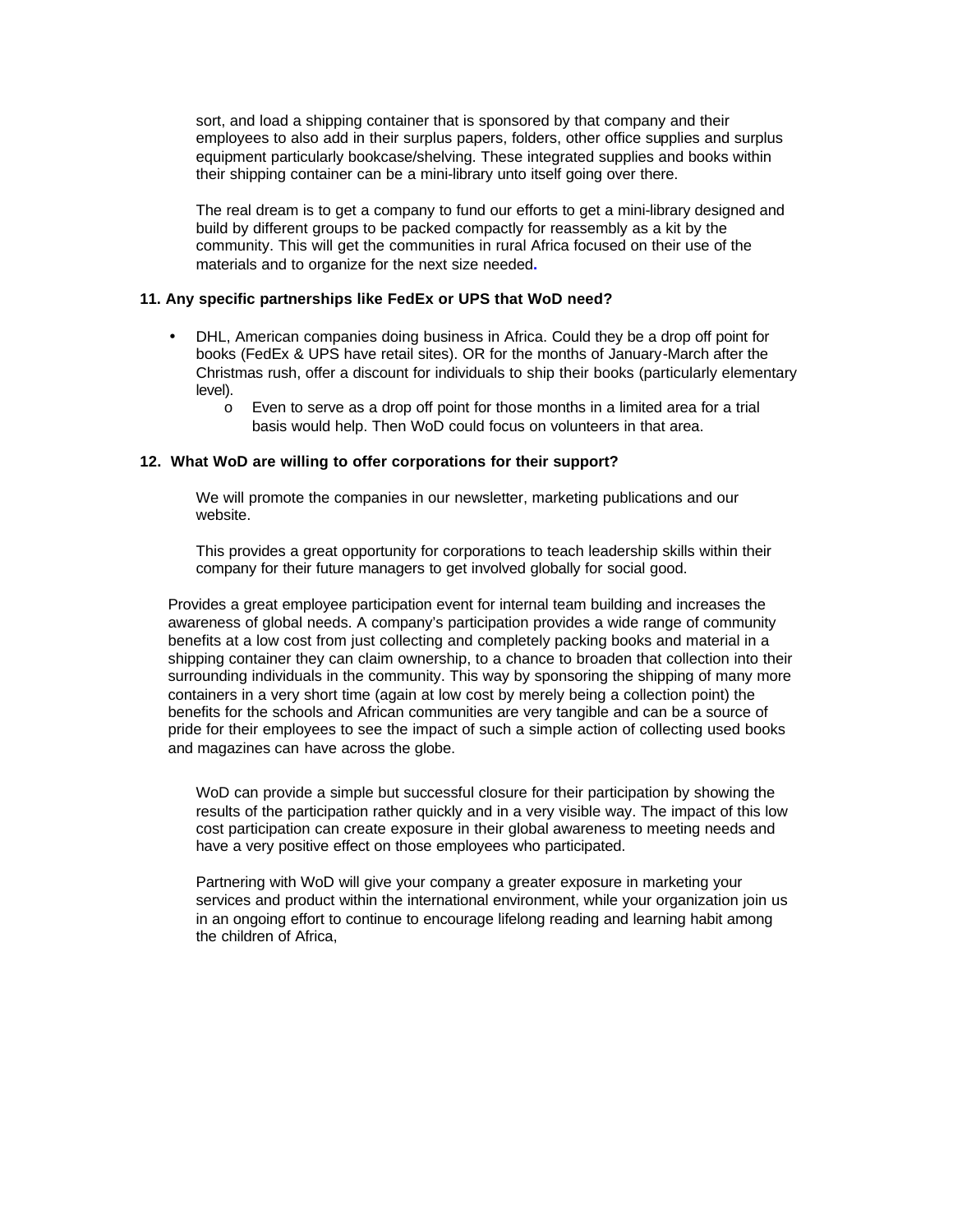sort, and load a shipping container that is sponsored by that company and their employees to also add in their surplus papers, folders, other office supplies and surplus equipment particularly bookcase/shelving. These integrated supplies and books within their shipping container can be a mini-library unto itself going over there.

The real dream is to get a company to fund our efforts to get a mini-library designed and build by different groups to be packed compactly for reassembly as a kit by the community. This will get the communities in rural Africa focused on their use of the materials and to organize for the next size needed.

**11. Any specific partnerships like FedEx or UPS that WoD need?**

- DHL, American companies doing business in Africa. Could they be a drop off point for books (FedEx & UPS have retail sites). OR for the months of January-March after the Christmas rush, offer a discount for individuals to ship their books (particularly elementary level).
  - Even to serve as a drop off point for those months in a limited area for a trial basis would help. Then WoD could focus on volunteers in that area.

**12. What WoD are willing to offer corporations for their support?**

We will promote the companies in our newsletter, marketing publications and our website.

This provides a great opportunity for corporations to teach leadership skills within their company for their future managers to get involved globally for social good.

Provides a great employee participation event for internal team building and increases the awareness of global needs. A company's participation provides a wide range of community benefits at a low cost from just collecting and completely packing books and material in a shipping container they can claim ownership, to a chance to broaden that collection into their surrounding individuals in the community. This way by sponsoring the shipping of many more containers in a very short time (again at low cost by merely being a collection point) the benefits for the schools and African communities are very tangible and can be a source of pride for their employees to see the impact of such a simple action of collecting used books and magazines can have across the globe.

WoD can provide a simple but successful closure for their participation by showing the results of the participation rather quickly and in a very visible way. The impact of this low cost participation can create exposure in their global awareness to meeting needs and have a very positive effect on those employees who participated.

Partnering with WoD will give your company a greater exposure in marketing your services and product within the international environment, while your organization join us in an ongoing effort to continue to encourage lifelong reading and learning habit among the children of Africa,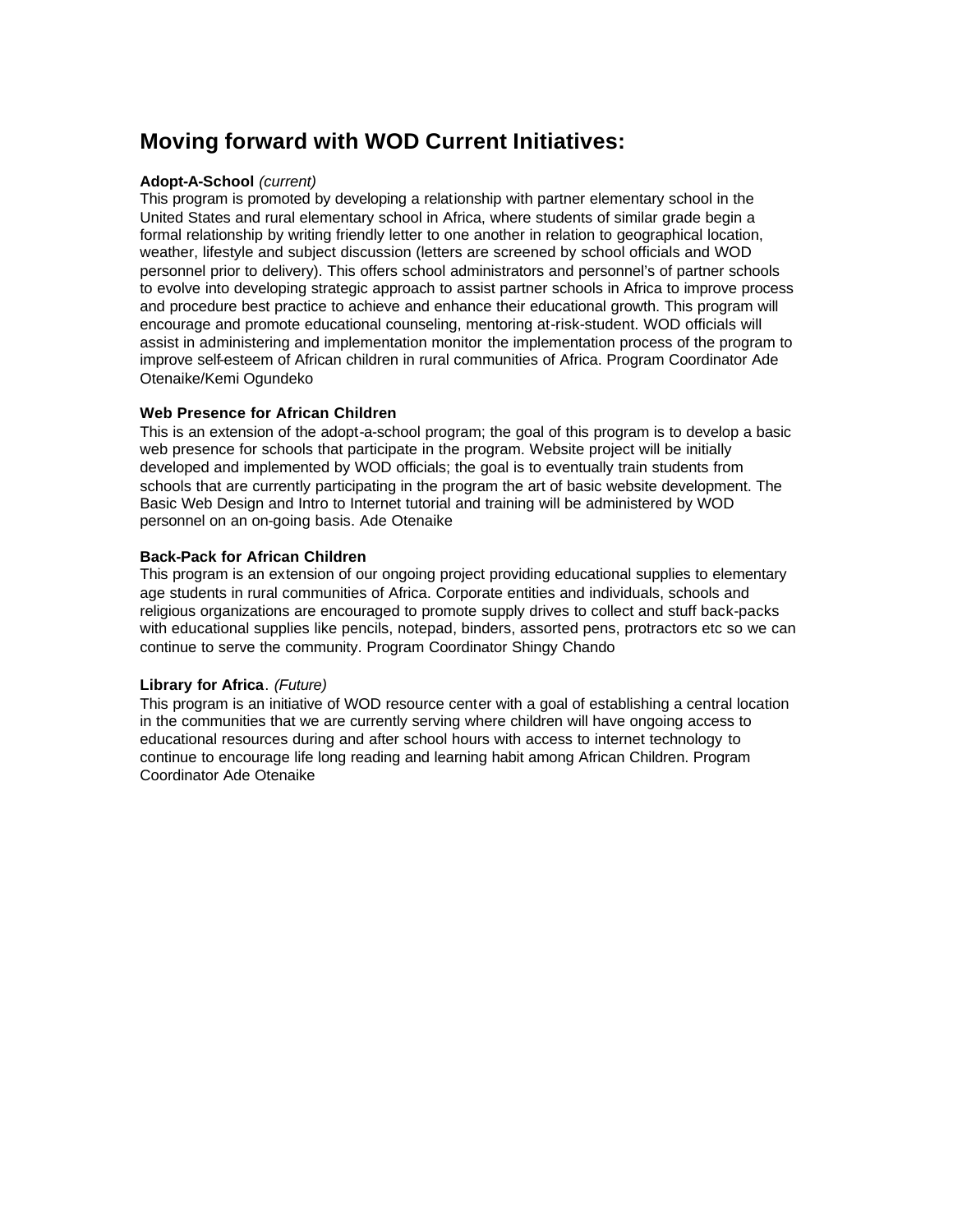## Moving forward with WOD Current Initiatives:

**Adopt-A-School** *(current)*
This program is promoted by developing a relationship with partner elementary school in the United States and rural elementary school in Africa, where students of similar grade begin a formal relationship by writing friendly letter to one another in relation to geographical location, weather, lifestyle and subject discussion (letters are screened by school officials and WOD personnel prior to delivery). This offers school administrators and personnel's of partner schools to evolve into developing strategic approach to assist partner schools in Africa to improve process and procedure best practice to achieve and enhance their educational growth. This program will encourage and promote educational counseling, mentoring at-risk-student. WOD officials will assist in administering and implementation monitor the implementation process of the program to improve self-esteem of African children in rural communities of Africa. Program Coordinator Ade Otenaike/Kemi Ogundeko

**Web Presence for African Children**
This is an extension of the adopt-a-school program; the goal of this program is to develop a basic web presence for schools that participate in the program. Website project will be initially developed and implemented by WOD officials; the goal is to eventually train students from schools that are currently participating in the program the art of basic website development. The Basic Web Design and Intro to Internet tutorial and training will be administered by WOD personnel on an on-going basis. Ade Otenaike

**Back-Pack for African Children**
This program is an extension of our ongoing project providing educational supplies to elementary age students in rural communities of Africa. Corporate entities and individuals, schools and religious organizations are encouraged to promote supply drives to collect and stuff back-packs with educational supplies like pencils, notepad, binders, assorted pens, protractors etc so we can continue to serve the community. Program Coordinator Shingy Chando

**Library for Africa**. *(Future)*
This program is an initiative of WOD resource center with a goal of establishing a central location in the communities that we are currently serving where children will have ongoing access to educational resources during and after school hours with access to internet technology to continue to encourage life long reading and learning habit among African Children. Program Coordinator Ade Otenaike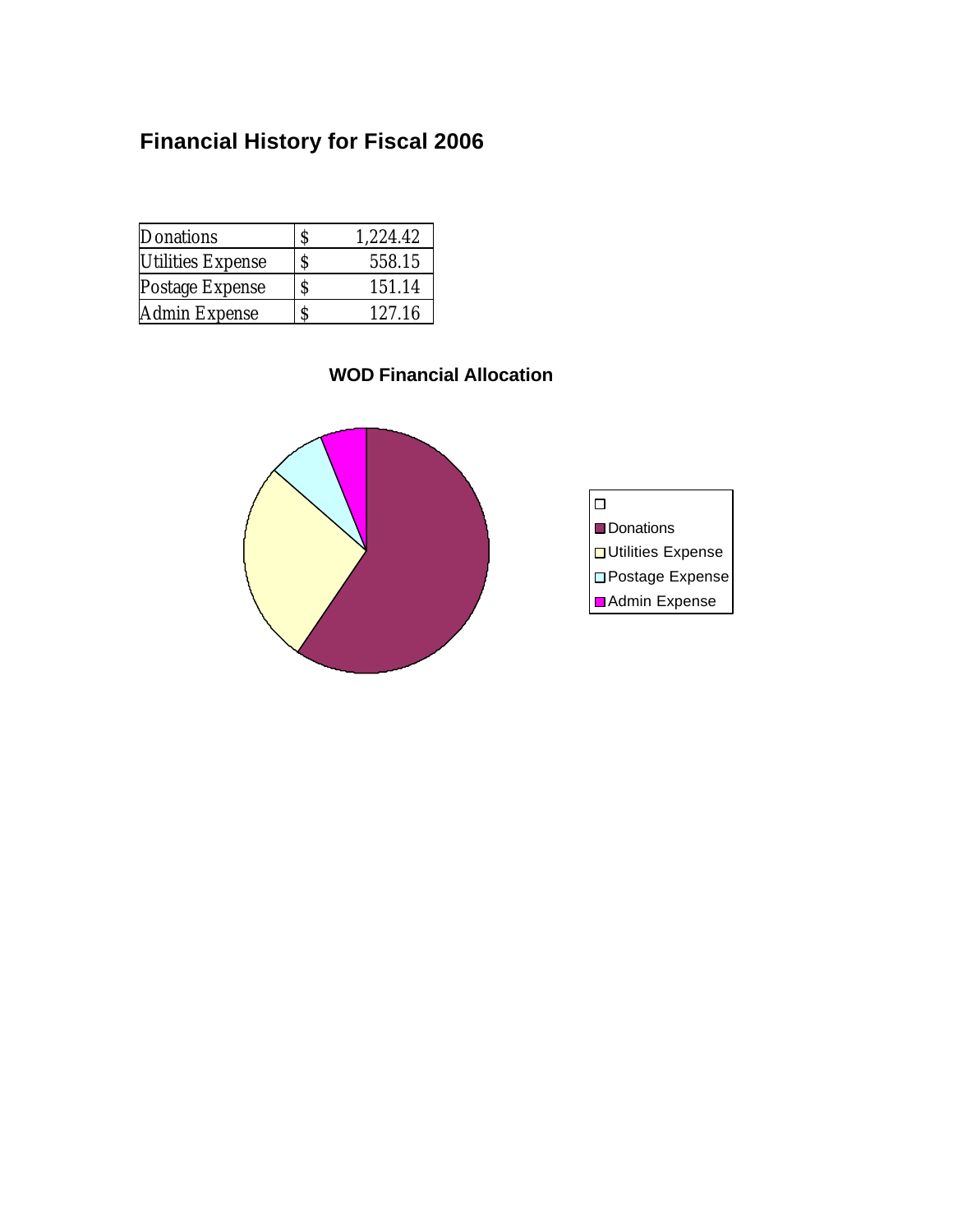# Financial History for Fiscal 2006

| | | |
|---|---|---|
| Donations | $ | 1,224.42 |
| Utilities Expense | $ | 558.15 |
| Postage Expense | $ | 151.14 |
| Admin Expense | $ | 127.16 |

**WOD Financial Allocation**

- Donations
- Utilities Expense
- Postage Expense
- Admin Expense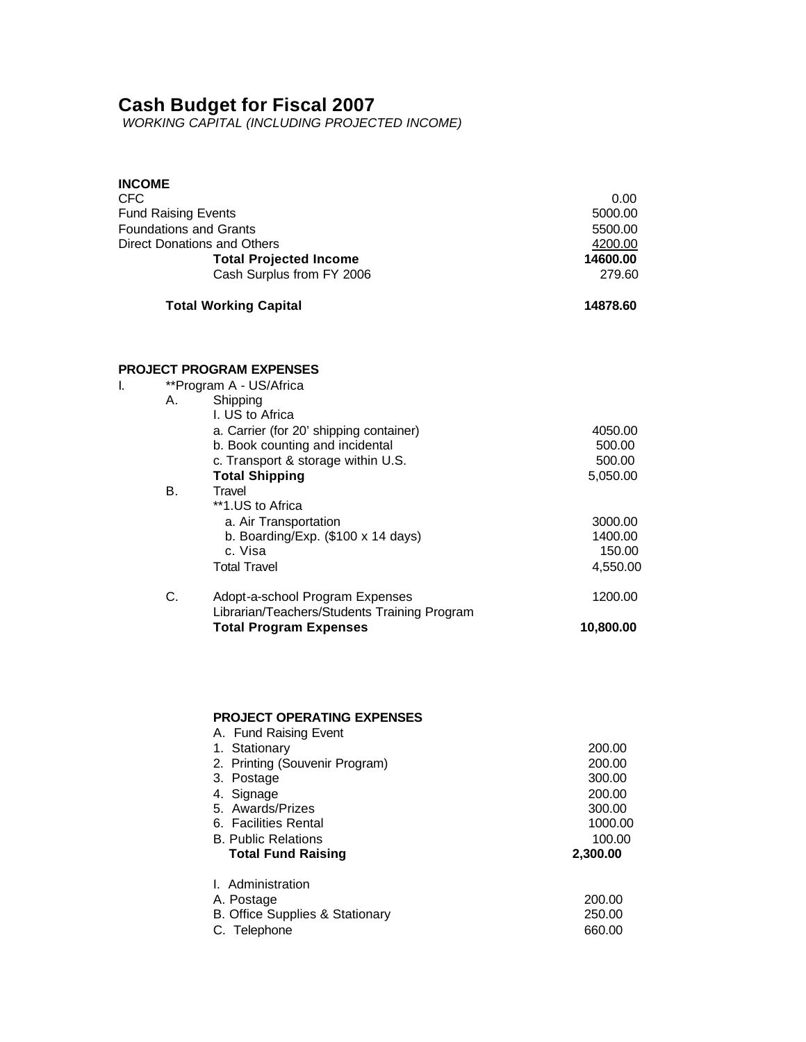# Cash Budget for Fiscal 2007

*WORKING CAPITAL (INCLUDING PROJECTED INCOME)*

| **INCOME** | |
|---|---|
| CFC | 0.00 |
| Fund Raising Events | 5000.00 |
| Foundations and Grants | 5500.00 |
| Direct Donations and Others | 4200.00 |
| **Total Projected Income** | **14600.00** |
| Cash Surplus from FY 2006 | 279.60 |
| **Total Working Capital** | **14878.60** |

**PROJECT PROGRAM EXPENSES**

| | | | |
|---|---|---|---|
| I. | **Program A - US/Africa | | |
| | A. | Shipping | |
| | | I. US to Africa | |
| | | a. Carrier (for 20' shipping container) | 4050.00 |
| | | b. Book counting and incidental | 500.00 |
| | | c. Transport & storage within U.S. | 500.00 |
| | | **Total Shipping** | 5,050.00 |
| | B. | Travel | |
| | | **1.US to Africa | |
| | | a. Air Transportation | 3000.00 |
| | | b. Boarding/Exp. ($100 x 14 days) | 1400.00 |
| | | c. Visa | 150.00 |
| | | Total Travel | 4,550.00 |
| | C. | Adopt-a-school Program Expenses | 1200.00 |
| | | Librarian/Teachers/Students Training Program | |
| | | **Total Program Expenses** | **10,800.00** |

**PROJECT OPERATING EXPENSES**

| | |
|---|---|
| A. Fund Raising Event | |
| 1. Stationary | 200.00 |
| 2. Printing (Souvenir Program) | 200.00 |
| 3. Postage | 300.00 |
| 4. Signage | 200.00 |
| 5. Awards/Prizes | 300.00 |
| 6. Facilities Rental | 1000.00 |
| B. Public Relations | 100.00 |
| **Total Fund Raising** | **2,300.00** |
| I. Administration | |
| A. Postage | 200.00 |
| B. Office Supplies & Stationary | 250.00 |
| C. Telephone | 660.00 |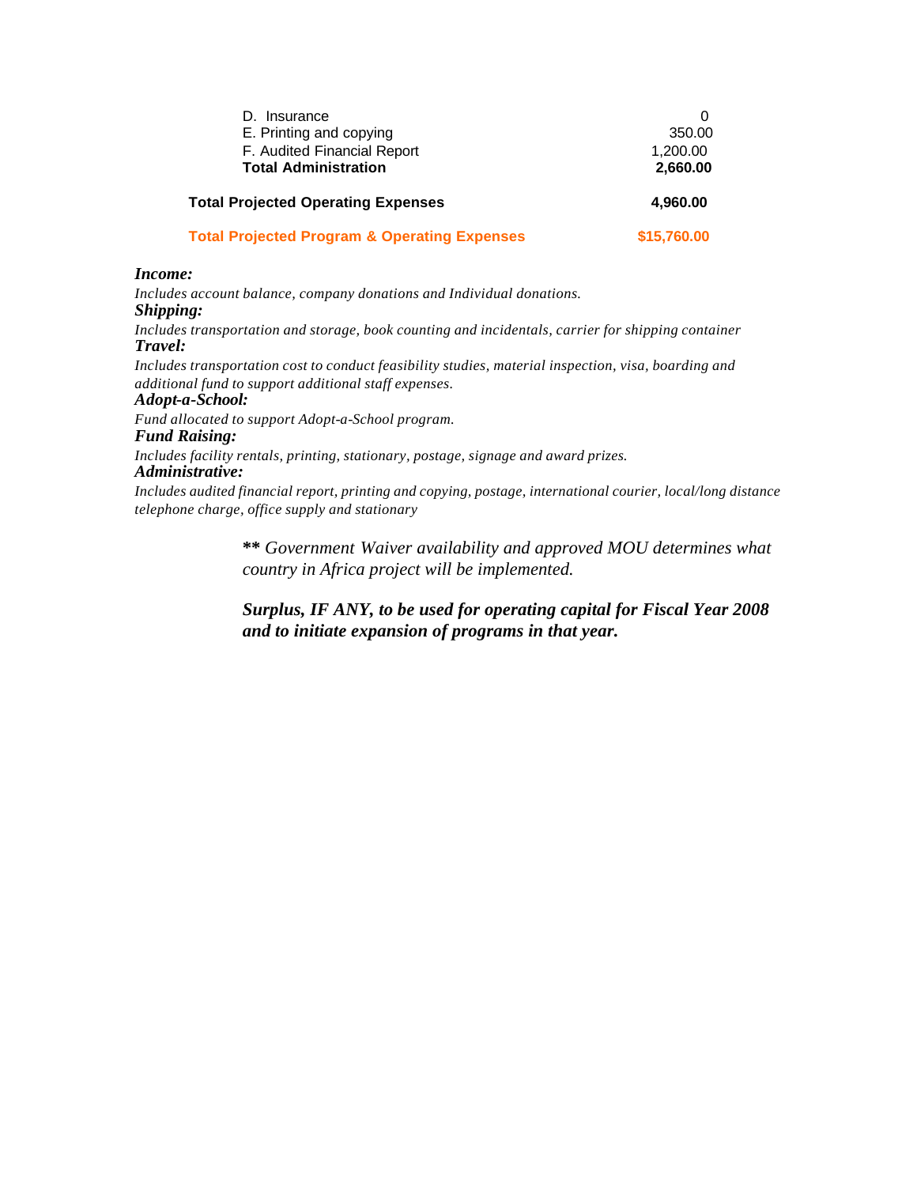| | |
|---|---|
| D. Insurance | 0 |
| E. Printing and copying | 350.00 |
| F. Audited Financial Report | 1,200.00 |
| **Total Administration** | **2,660.00** |
| **Total Projected Operating Expenses** | **4,960.00** |
| **Total Projected Program & Operating Expenses** | **$15,760.00** |

***Income:***

*Includes account balance, company donations and Individual donations.*

***Shipping:***

*Includes transportation and storage, book counting and incidentals, carrier for shipping container*

***Travel:***

*Includes transportation cost to conduct feasibility studies, material inspection, visa, boarding and additional fund to support additional staff expenses.*

***Adopt-a-School:***

*Fund allocated to support Adopt-a-School program.*

***Fund Raising:***

*Includes facility rentals, printing, stationary, postage, signage and award prizes.*

***Administrative:***

*Includes audited financial report, printing and copying, postage, international courier, local/long distance telephone charge, office supply and stationary*

***\*\**** *Government Waiver availability and approved MOU determines what country in Africa project will be implemented.*

***Surplus, IF ANY, to be used for operating capital for Fiscal Year 2008 and to initiate expansion of programs in that year.***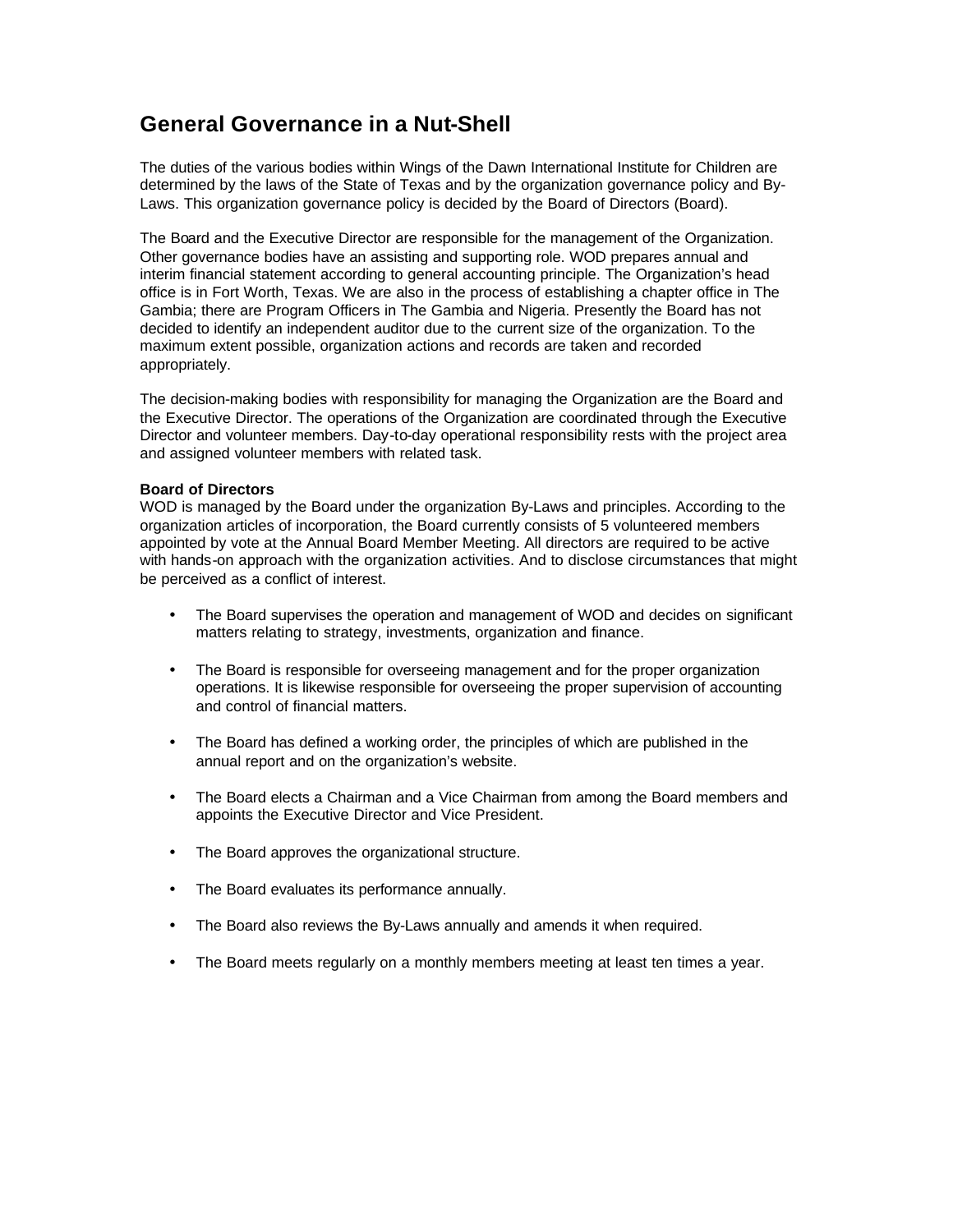# General Governance in a Nut-Shell

The duties of the various bodies within Wings of the Dawn International Institute for Children are determined by the laws of the State of Texas and by the organization governance policy and By-Laws. This organization governance policy is decided by the Board of Directors (Board).

The Board and the Executive Director are responsible for the management of the Organization. Other governance bodies have an assisting and supporting role. WOD prepares annual and interim financial statement according to general accounting principle. The Organization's head office is in Fort Worth, Texas. We are also in the process of establishing a chapter office in The Gambia; there are Program Officers in The Gambia and Nigeria. Presently the Board has not decided to identify an independent auditor due to the current size of the organization. To the maximum extent possible, organization actions and records are taken and recorded appropriately.

The decision-making bodies with responsibility for managing the Organization are the Board and the Executive Director. The operations of the Organization are coordinated through the Executive Director and volunteer members. Day-to-day operational responsibility rests with the project area and assigned volunteer members with related task.

**Board of Directors**
WOD is managed by the Board under the organization By-Laws and principles. According to the organization articles of incorporation, the Board currently consists of 5 volunteered members appointed by vote at the Annual Board Member Meeting. All directors are required to be active with hands-on approach with the organization activities. And to disclose circumstances that might be perceived as a conflict of interest.

- The Board supervises the operation and management of WOD and decides on significant matters relating to strategy, investments, organization and finance.
- The Board is responsible for overseeing management and for the proper organization operations. It is likewise responsible for overseeing the proper supervision of accounting and control of financial matters.
- The Board has defined a working order, the principles of which are published in the annual report and on the organization's website.
- The Board elects a Chairman and a Vice Chairman from among the Board members and appoints the Executive Director and Vice President.
- The Board approves the organizational structure.
- The Board evaluates its performance annually.
- The Board also reviews the By-Laws annually and amends it when required.
- The Board meets regularly on a monthly members meeting at least ten times a year.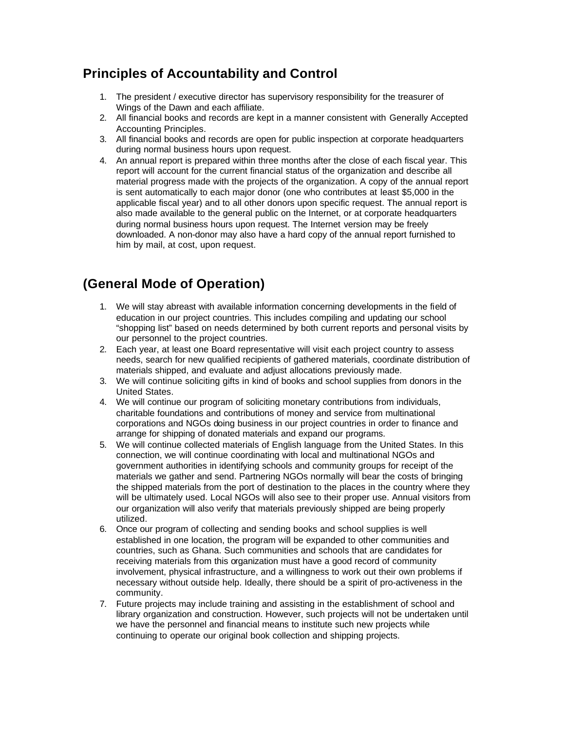## Principles of Accountability and Control

1. The president / executive director has supervisory responsibility for the treasurer of Wings of the Dawn and each affiliate.
2. All financial books and records are kept in a manner consistent with Generally Accepted Accounting Principles.
3. All financial books and records are open for public inspection at corporate headquarters during normal business hours upon request.
4. An annual report is prepared within three months after the close of each fiscal year. This report will account for the current financial status of the organization and describe all material progress made with the projects of the organization. A copy of the annual report is sent automatically to each major donor (one who contributes at least $5,000 in the applicable fiscal year) and to all other donors upon specific request. The annual report is also made available to the general public on the Internet, or at corporate headquarters during normal business hours upon request. The Internet version may be freely downloaded. A non-donor may also have a hard copy of the annual report furnished to him by mail, at cost, upon request.

## (General Mode of Operation)

1. We will stay abreast with available information concerning developments in the field of education in our project countries. This includes compiling and updating our school “shopping list” based on needs determined by both current reports and personal visits by our personnel to the project countries.
2. Each year, at least one Board representative will visit each project country to assess needs, search for new qualified recipients of gathered materials, coordinate distribution of materials shipped, and evaluate and adjust allocations previously made.
3. We will continue soliciting gifts in kind of books and school supplies from donors in the United States.
4. We will continue our program of soliciting monetary contributions from individuals, charitable foundations and contributions of money and service from multinational corporations and NGOs doing business in our project countries in order to finance and arrange for shipping of donated materials and expand our programs.
5. We will continue collected materials of English language from the United States. In this connection, we will continue coordinating with local and multinational NGOs and government authorities in identifying schools and community groups for receipt of the materials we gather and send. Partnering NGOs normally will bear the costs of bringing the shipped materials from the port of destination to the places in the country where they will be ultimately used. Local NGOs will also see to their proper use. Annual visitors from our organization will also verify that materials previously shipped are being properly utilized.
6. Once our program of collecting and sending books and school supplies is well established in one location, the program will be expanded to other communities and countries, such as Ghana. Such communities and schools that are candidates for receiving materials from this organization must have a good record of community involvement, physical infrastructure, and a willingness to work out their own problems if necessary without outside help. Ideally, there should be a spirit of pro-activeness in the community.
7. Future projects may include training and assisting in the establishment of school and library organization and construction. However, such projects will not be undertaken until we have the personnel and financial means to institute such new projects while continuing to operate our original book collection and shipping projects.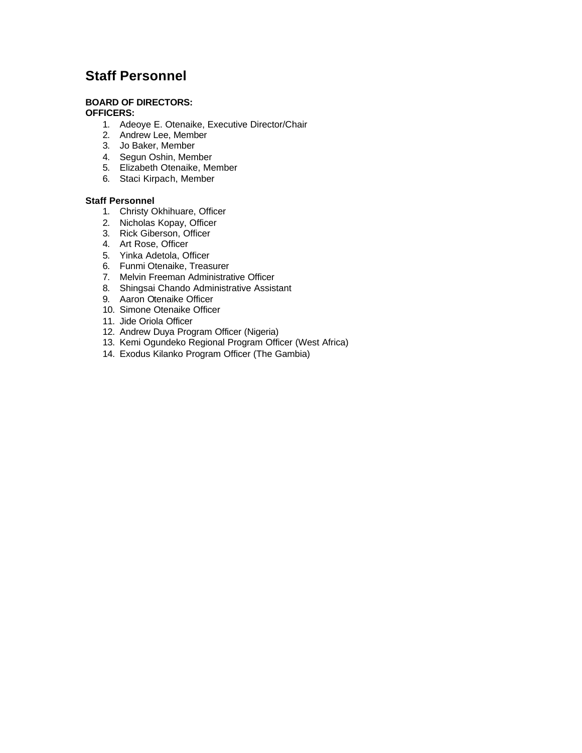## Staff Personnel

**BOARD OF DIRECTORS:**
**OFFICERS:**

1. Adeoye E. Otenaike, Executive Director/Chair
2. Andrew Lee, Member
3. Jo Baker, Member
4. Segun Oshin, Member
5. Elizabeth Otenaike, Member
6. Staci Kirpach, Member

**Staff Personnel**

1. Christy Okhihuare, Officer
2. Nicholas Kopay, Officer
3. Rick Giberson, Officer
4. Art Rose, Officer
5. Yinka Adetola, Officer
6. Funmi Otenaike, Treasurer
7. Melvin Freeman Administrative Officer
8. Shingsai Chando Administrative Assistant
9. Aaron Otenaike Officer
10. Simone Otenaike Officer
11. Jide Oriola Officer
12. Andrew Duya Program Officer (Nigeria)
13. Kemi Ogundeko Regional Program Officer (West Africa)
14. Exodus Kilanko Program Officer (The Gambia)